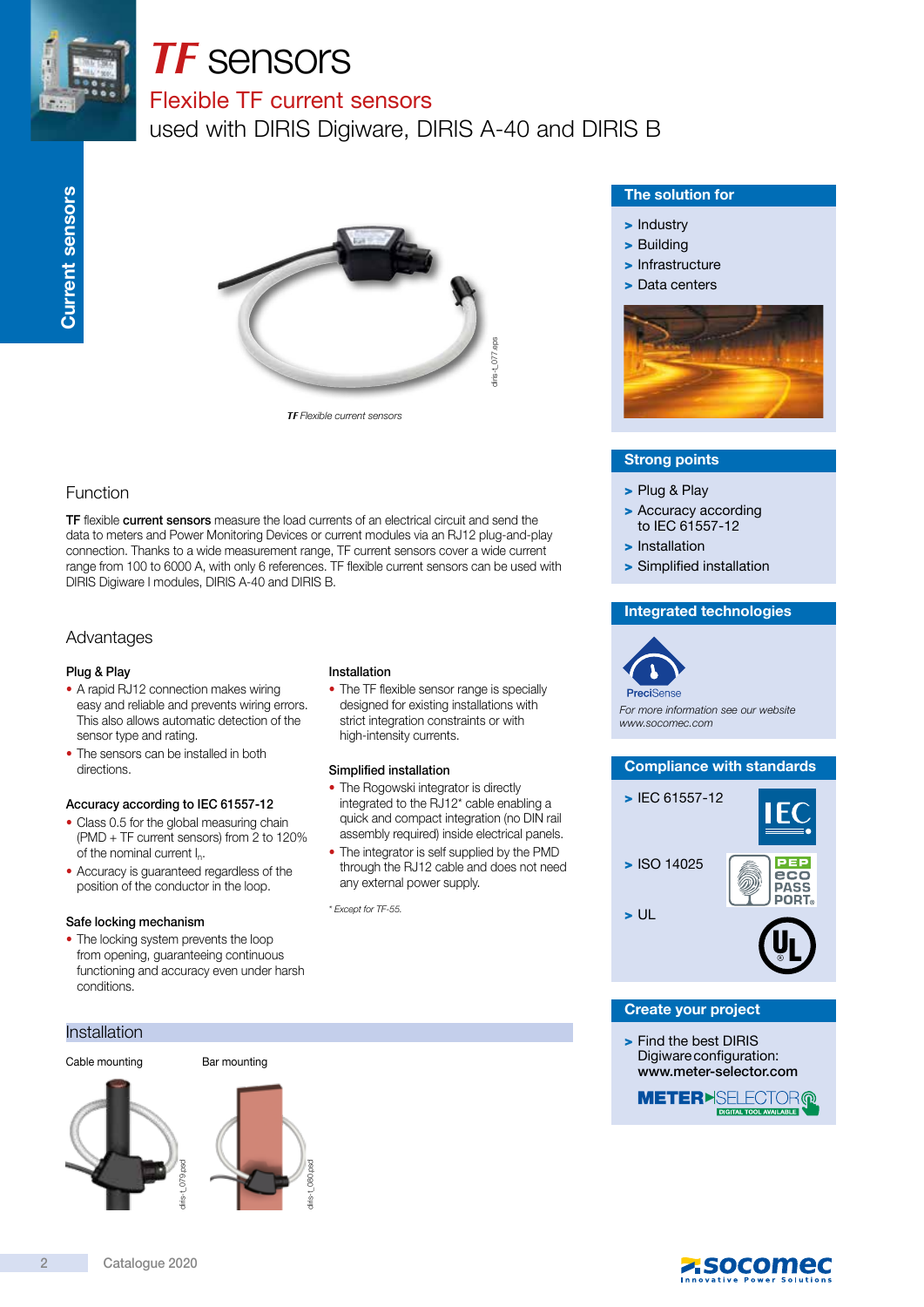# *TF* sensors

## Flexible TF current sensors

used with DIRIS Digiware, DIRIS A-40 and DIRIS B

Current sensors

***TF*** *Flexible current sensors*

## Function

**TF** flexible **current sensors** measure the load currents of an electrical circuit and send the data to meters and Power Monitoring Devices or current modules via an RJ12 plug-and-play connection. Thanks to a wide measurement range, TF current sensors cover a wide current range from 100 to 6000 A, with only 6 references. TF flexible current sensors can be used with DIRIS Digiware I modules, DIRIS A-40 and DIRIS B.

## Advantages

### Plug & Play

- A rapid RJ12 connection makes wiring easy and reliable and prevents wiring errors. This also allows automatic detection of the sensor type and rating.
- The sensors can be installed in both directions.

### Accuracy according to IEC 61557-12

- Class 0.5 for the global measuring chain (PMD + TF current sensors) from 2 to 120% of the nominal current $I_n$.
- Accuracy is guaranteed regardless of the position of the conductor in the loop.

### Safe locking mechanism

- The locking system prevents the loop from opening, guaranteeing continuous functioning and accuracy even under harsh conditions.

### Installation

- The TF flexible sensor range is specially designed for existing installations with strict integration constraints or with high-intensity currents.

### Simplified installation

- The Rogowski integrator is directly integrated to the RJ12* cable enabling a quick and compact integration (no DIN rail assembly required) inside electrical panels.
- The integrator is self supplied by the PMD through the RJ12 cable and does not need any external power supply.

*\* Except for TF-55.*

## Installation

Cable mounting

Bar mounting

## The solution for

- Industry
- Building
- Infrastructure
- Data centers

## Strong points

- Plug & Play
- Accuracy according to IEC 61557-12
- Installation
- Simplified installation

## Integrated technologies

PreciSense

*For more information see our website www.socomec.com*

## Compliance with standards

- IEC 61557-12
- ISO 14025
- UL

## Create your project

- Find the best DIRIS Digiware configuration: **www.meter-selector.com**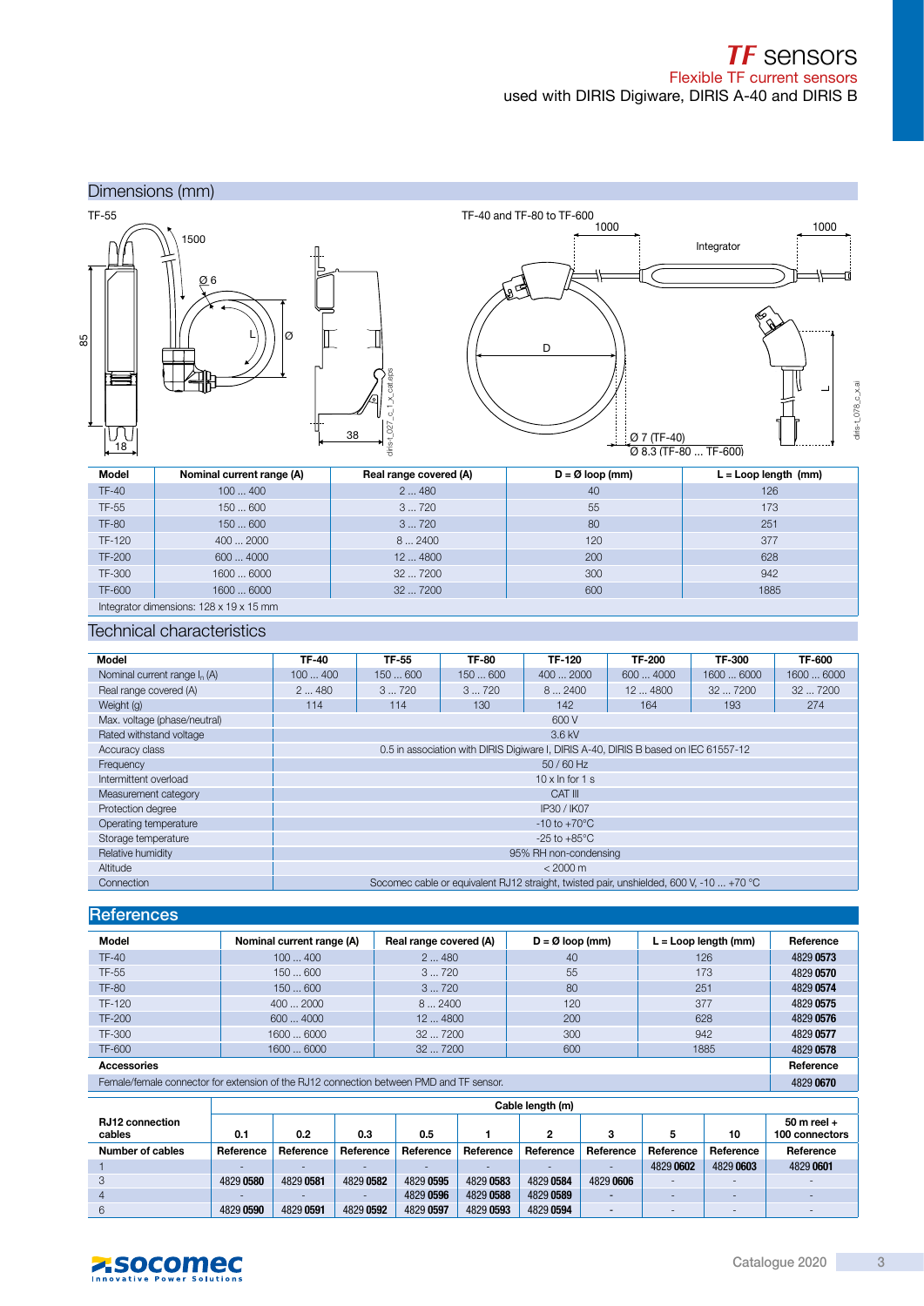# TF sensors

Flexible TF current sensors

used with DIRIS Digiware, DIRIS A-40 and DIRIS B

## Dimensions (mm)

TF-55

1500

Ø 6

L

Ø

85

18

38

TF-40 and TF-80 to TF-600

1000

1000

Integrator

D

L

Ø 7 (TF-40)

Ø 8.3 (TF-80 ... TF-600)

| Model | Nominal current range (A) | Real range covered (A) | D = Ø loop (mm) | L = Loop length (mm) |
|---|---|---|---|---|
| TF-40 | 100 ... 400 | 2 ... 480 | 40 | 126 |
| TF-55 | 150 ... 600 | 3 ... 720 | 55 | 173 |
| TF-80 | 150 ... 600 | 3 ... 720 | 80 | 251 |
| TF-120 | 400 ... 2000 | 8 ... 2400 | 120 | 377 |
| TF-200 | 600 ... 4000 | 12 ... 4800 | 200 | 628 |
| TF-300 | 1600 ... 6000 | 32 ... 7200 | 300 | 942 |
| TF-600 | 1600 ... 6000 | 32 ... 7200 | 600 | 1885 |

Integrator dimensions: 128 x 19 x 15 mm

## Technical characteristics

| Model | TF-40 | TF-55 | TF-80 | TF-120 | TF-200 | TF-300 | TF-600 |
|---|---|---|---|---|---|---|---|
| Nominal current range $I_n$ (A) | 100 ... 400 | 150 ... 600 | 150 ... 600 | 400 ... 2000 | 600 ... 4000 | 1600 ... 6000 | 1600 ... 6000 |
| Real range covered (A) | 2 ... 480 | 3 ... 720 | 3 ... 720 | 8 ... 2400 | 12 ... 4800 | 32 ... 7200 | 32 ... 7200 |
| Weight (g) | 114 | 114 | 130 | 142 | 164 | 193 | 274 |
| Max. voltage (phase/neutral) | 600 V | | | | | | |
| Rated withstand voltage | 3.6 kV | | | | | | |
| Accuracy class | 0.5 in association with DIRIS Digiware I, DIRIS A-40, DIRIS B based on IEC 61557-12 | | | | | | |
| Frequency | 50 / 60 Hz | | | | | | |
| Intermittent overload | 10 x In for 1 s | | | | | | |
| Measurement category | CAT III | | | | | | |
| Protection degree | IP30 / IK07 | | | | | | |
| Operating temperature | -10 to +70°C | | | | | | |
| Storage temperature | -25 to +85°C | | | | | | |
| Relative humidity | 95% RH non-condensing | | | | | | |
| Altitude | < 2000 m | | | | | | |
| Connection | Socomec cable or equivalent RJ12 straight, twisted pair, unshielded, 600 V, -10 ... +70 °C | | | | | | |

## References

| Model | Nominal current range (A) | Real range covered (A) | D = Ø loop (mm) | L = Loop length (mm) | Reference |
|---|---|---|---|---|---|
| TF-40 | 100 ... 400 | 2 ... 480 | 40 | 126 | 4829 **0573** |
| TF-55 | 150 ... 600 | 3 ... 720 | 55 | 173 | 4829 **0570** |
| TF-80 | 150 ... 600 | 3 ... 720 | 80 | 251 | 4829 **0574** |
| TF-120 | 400 ... 2000 | 8 ... 2400 | 120 | 377 | 4829 **0575** |
| TF-200 | 600 ... 4000 | 12 ... 4800 | 200 | 628 | 4829 **0576** |
| TF-300 | 1600 ... 6000 | 32 ... 7200 | 300 | 942 | 4829 **0577** |
| TF-600 | 1600 ... 6000 | 32 ... 7200 | 600 | 1885 | 4829 **0578** |

| Accessories | Reference |
|---|---|
| Female/female connector for extension of the RJ12 connection between PMD and TF sensor. | 4829 **0670** |

| RJ12 connection cables | Cable length (m) | | | | | | | | | |
|---|---|---|---|---|---|---|---|---|---|---|
| | 0.1 | 0.2 | 0.3 | 0.5 | 1 | 2 | 3 | 5 | 10 | 50 m reel + 100 connectors |
| **Number of cables** | **Reference** | **Reference** | **Reference** | **Reference** | **Reference** | **Reference** | **Reference** | **Reference** | **Reference** | **Reference** |
| 1 | - | - | - | - | - | - | - | 4829 **0602** | 4829 **0603** | 4829 **0601** |
| 3 | 4829 **0580** | 4829 **0581** | 4829 **0582** | 4829 **0595** | 4829 **0583** | 4829 **0584** | 4829 **0606** | - | - | - |
| 4 | - | - | - | 4829 **0596** | 4829 **0588** | 4829 **0589** | - | - | - | - |
| 6 | 4829 **0590** | 4829 **0591** | 4829 **0592** | 4829 **0597** | 4829 **0593** | 4829 **0594** | - | - | - | - |